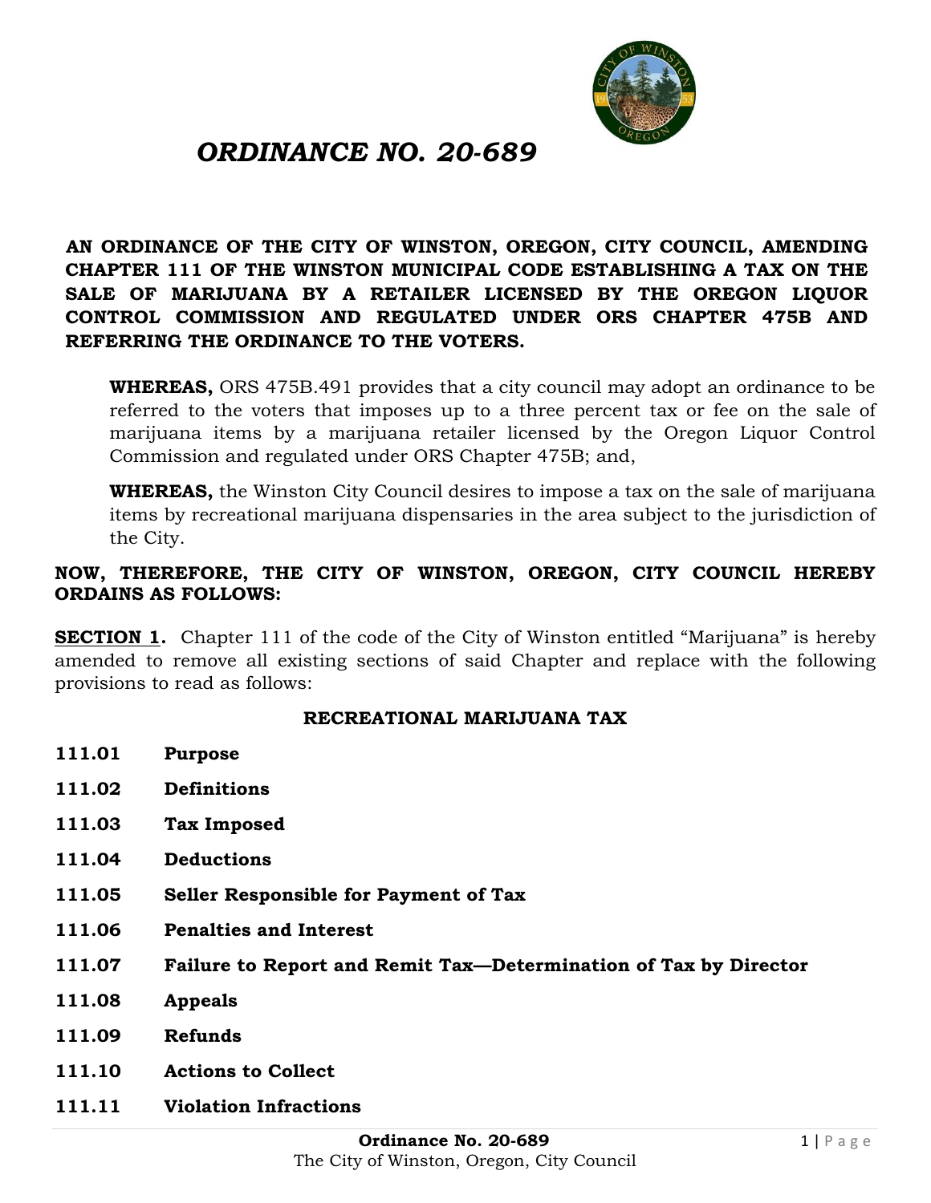# *ORDINANCE NO. 20-689*

**AN ORDINANCE OF THE CITY OF WINSTON, OREGON, CITY COUNCIL, AMENDING CHAPTER 111 OF THE WINSTON MUNICIPAL CODE ESTABLISHING A TAX ON THE SALE OF MARIJUANA BY A RETAILER LICENSED BY THE OREGON LIQUOR CONTROL COMMISSION AND REGULATED UNDER ORS CHAPTER 475B AND REFERRING THE ORDINANCE TO THE VOTERS.**

**WHEREAS,** ORS 475B.491 provides that a city council may adopt an ordinance to be referred to the voters that imposes up to a three percent tax or fee on the sale of marijuana items by a marijuana retailer licensed by the Oregon Liquor Control Commission and regulated under ORS Chapter 475B; and,

**WHEREAS,** the Winston City Council desires to impose a tax on the sale of marijuana items by recreational marijuana dispensaries in the area subject to the jurisdiction of the City.

**NOW, THEREFORE, THE CITY OF WINSTON, OREGON, CITY COUNCIL HEREBY ORDAINS AS FOLLOWS:**

**SECTION 1.** Chapter 111 of the code of the City of Winston entitled "Marijuana" is hereby amended to remove all existing sections of said Chapter and replace with the following provisions to read as follows:

## RECREATIONAL MARIJUANA TAX

**111.01 Purpose**

**111.02 Definitions**

**111.03 Tax Imposed**

**111.04 Deductions**

**111.05 Seller Responsible for Payment of Tax**

**111.06 Penalties and Interest**

**111.07 Failure to Report and Remit Tax—Determination of Tax by Director**

**111.08 Appeals**

**111.09 Refunds**

**111.10 Actions to Collect**

**111.11 Violation Infractions**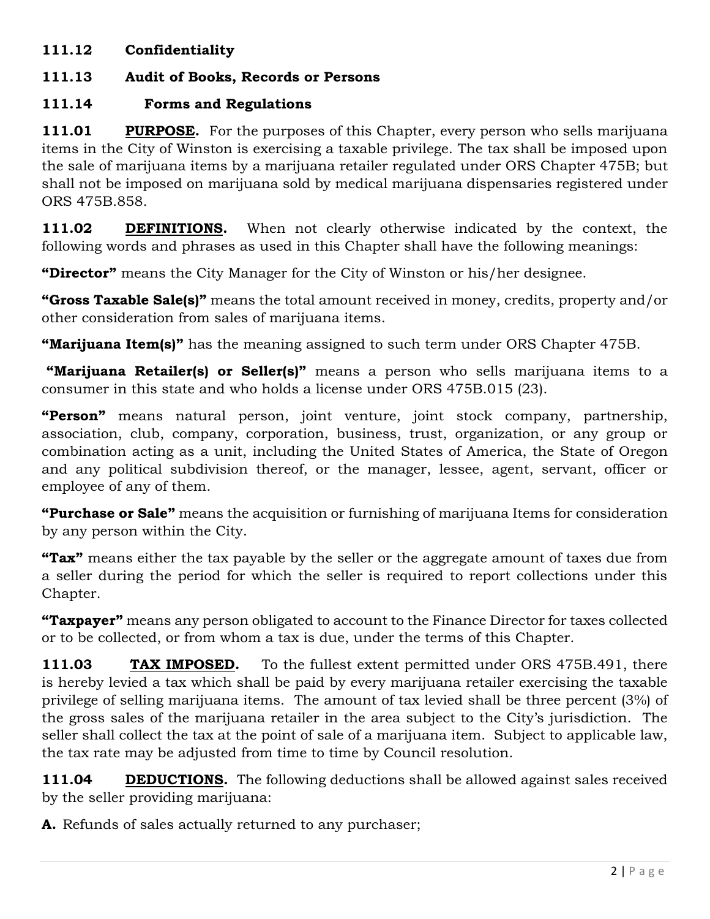**111.12 Confidentiality**

**111.13 Audit of Books, Records or Persons**

**111.14 Forms and Regulations**

**111.01 PURPOSE.** For the purposes of this Chapter, every person who sells marijuana items in the City of Winston is exercising a taxable privilege. The tax shall be imposed upon the sale of marijuana items by a marijuana retailer regulated under ORS Chapter 475B; but shall not be imposed on marijuana sold by medical marijuana dispensaries registered under ORS 475B.858.

**111.02 DEFINITIONS.** When not clearly otherwise indicated by the context, the following words and phrases as used in this Chapter shall have the following meanings:

**"Director"** means the City Manager for the City of Winston or his/her designee.

**"Gross Taxable Sale(s)"** means the total amount received in money, credits, property and/or other consideration from sales of marijuana items.

**"Marijuana Item(s)"** has the meaning assigned to such term under ORS Chapter 475B.

**"Marijuana Retailer(s) or Seller(s)"** means a person who sells marijuana items to a consumer in this state and who holds a license under ORS 475B.015 (23).

**"Person"** means natural person, joint venture, joint stock company, partnership, association, club, company, corporation, business, trust, organization, or any group or combination acting as a unit, including the United States of America, the State of Oregon and any political subdivision thereof, or the manager, lessee, agent, servant, officer or employee of any of them.

**"Purchase or Sale"** means the acquisition or furnishing of marijuana Items for consideration by any person within the City.

**"Tax"** means either the tax payable by the seller or the aggregate amount of taxes due from a seller during the period for which the seller is required to report collections under this Chapter.

**"Taxpayer"** means any person obligated to account to the Finance Director for taxes collected or to be collected, or from whom a tax is due, under the terms of this Chapter.

**111.03 TAX IMPOSED.** To the fullest extent permitted under ORS 475B.491, there is hereby levied a tax which shall be paid by every marijuana retailer exercising the taxable privilege of selling marijuana items. The amount of tax levied shall be three percent (3%) of the gross sales of the marijuana retailer in the area subject to the City's jurisdiction. The seller shall collect the tax at the point of sale of a marijuana item. Subject to applicable law, the tax rate may be adjusted from time to time by Council resolution.

**111.04 DEDUCTIONS.** The following deductions shall be allowed against sales received by the seller providing marijuana:

**A.** Refunds of sales actually returned to any purchaser;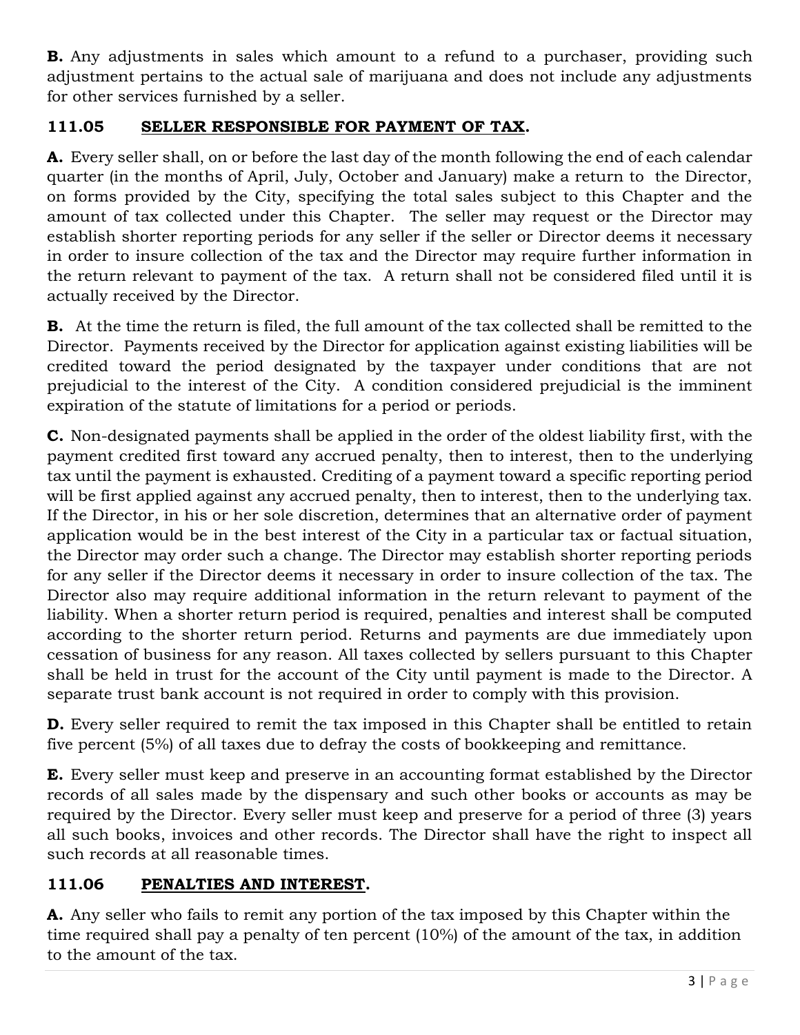**B.** Any adjustments in sales which amount to a refund to a purchaser, providing such adjustment pertains to the actual sale of marijuana and does not include any adjustments for other services furnished by a seller.

## 111.05 SELLER RESPONSIBLE FOR PAYMENT OF TAX.

**A.** Every seller shall, on or before the last day of the month following the end of each calendar quarter (in the months of April, July, October and January) make a return to the Director, on forms provided by the City, specifying the total sales subject to this Chapter and the amount of tax collected under this Chapter. The seller may request or the Director may establish shorter reporting periods for any seller if the seller or Director deems it necessary in order to insure collection of the tax and the Director may require further information in the return relevant to payment of the tax. A return shall not be considered filed until it is actually received by the Director.

**B.** At the time the return is filed, the full amount of the tax collected shall be remitted to the Director. Payments received by the Director for application against existing liabilities will be credited toward the period designated by the taxpayer under conditions that are not prejudicial to the interest of the City. A condition considered prejudicial is the imminent expiration of the statute of limitations for a period or periods.

**C.** Non-designated payments shall be applied in the order of the oldest liability first, with the payment credited first toward any accrued penalty, then to interest, then to the underlying tax until the payment is exhausted. Crediting of a payment toward a specific reporting period will be first applied against any accrued penalty, then to interest, then to the underlying tax. If the Director, in his or her sole discretion, determines that an alternative order of payment application would be in the best interest of the City in a particular tax or factual situation, the Director may order such a change. The Director may establish shorter reporting periods for any seller if the Director deems it necessary in order to insure collection of the tax. The Director also may require additional information in the return relevant to payment of the liability. When a shorter return period is required, penalties and interest shall be computed according to the shorter return period. Returns and payments are due immediately upon cessation of business for any reason. All taxes collected by sellers pursuant to this Chapter shall be held in trust for the account of the City until payment is made to the Director. A separate trust bank account is not required in order to comply with this provision.

**D.** Every seller required to remit the tax imposed in this Chapter shall be entitled to retain five percent (5%) of all taxes due to defray the costs of bookkeeping and remittance.

**E.** Every seller must keep and preserve in an accounting format established by the Director records of all sales made by the dispensary and such other books or accounts as may be required by the Director. Every seller must keep and preserve for a period of three (3) years all such books, invoices and other records. The Director shall have the right to inspect all such records at all reasonable times.

## 111.06 PENALTIES AND INTEREST.

**A.** Any seller who fails to remit any portion of the tax imposed by this Chapter within the time required shall pay a penalty of ten percent (10%) of the amount of the tax, in addition to the amount of the tax.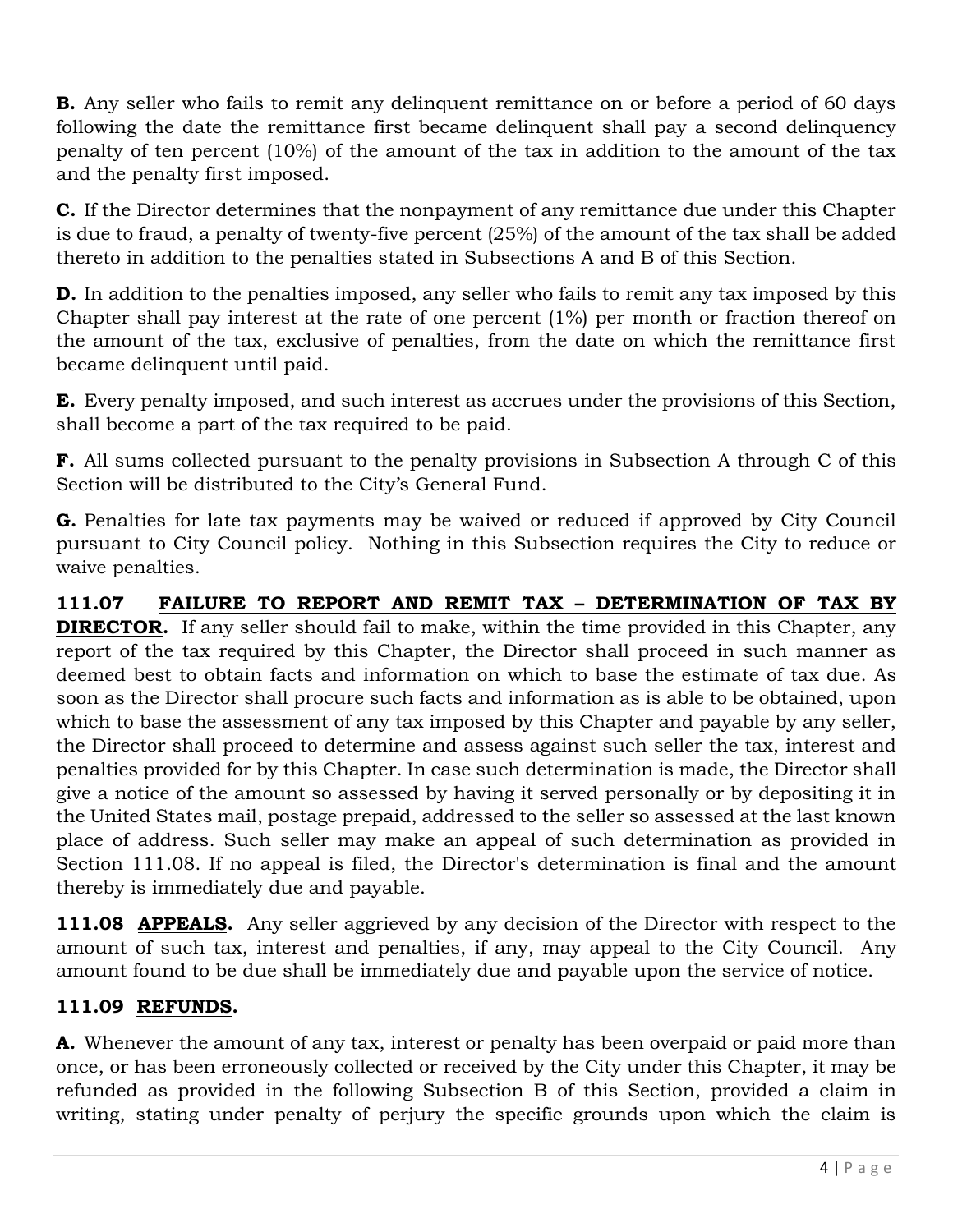**B.** Any seller who fails to remit any delinquent remittance on or before a period of 60 days following the date the remittance first became delinquent shall pay a second delinquency penalty of ten percent (10%) of the amount of the tax in addition to the amount of the tax and the penalty first imposed.

**C.** If the Director determines that the nonpayment of any remittance due under this Chapter is due to fraud, a penalty of twenty-five percent (25%) of the amount of the tax shall be added thereto in addition to the penalties stated in Subsections A and B of this Section.

**D.** In addition to the penalties imposed, any seller who fails to remit any tax imposed by this Chapter shall pay interest at the rate of one percent (1%) per month or fraction thereof on the amount of the tax, exclusive of penalties, from the date on which the remittance first became delinquent until paid.

**E.** Every penalty imposed, and such interest as accrues under the provisions of this Section, shall become a part of the tax required to be paid.

**F.** All sums collected pursuant to the penalty provisions in Subsection A through C of this Section will be distributed to the City's General Fund.

**G.** Penalties for late tax payments may be waived or reduced if approved by City Council pursuant to City Council policy. Nothing in this Subsection requires the City to reduce or waive penalties.

**111.07 FAILURE TO REPORT AND REMIT TAX – DETERMINATION OF TAX BY DIRECTOR.** If any seller should fail to make, within the time provided in this Chapter, any report of the tax required by this Chapter, the Director shall proceed in such manner as deemed best to obtain facts and information on which to base the estimate of tax due. As soon as the Director shall procure such facts and information as is able to be obtained, upon which to base the assessment of any tax imposed by this Chapter and payable by any seller, the Director shall proceed to determine and assess against such seller the tax, interest and penalties provided for by this Chapter. In case such determination is made, the Director shall give a notice of the amount so assessed by having it served personally or by depositing it in the United States mail, postage prepaid, addressed to the seller so assessed at the last known place of address. Such seller may make an appeal of such determination as provided in Section 111.08. If no appeal is filed, the Director's determination is final and the amount thereby is immediately due and payable.

**111.08 APPEALS.** Any seller aggrieved by any decision of the Director with respect to the amount of such tax, interest and penalties, if any, may appeal to the City Council. Any amount found to be due shall be immediately due and payable upon the service of notice.

**111.09 REFUNDS.**

**A.** Whenever the amount of any tax, interest or penalty has been overpaid or paid more than once, or has been erroneously collected or received by the City under this Chapter, it may be refunded as provided in the following Subsection B of this Section, provided a claim in writing, stating under penalty of perjury the specific grounds upon which the claim is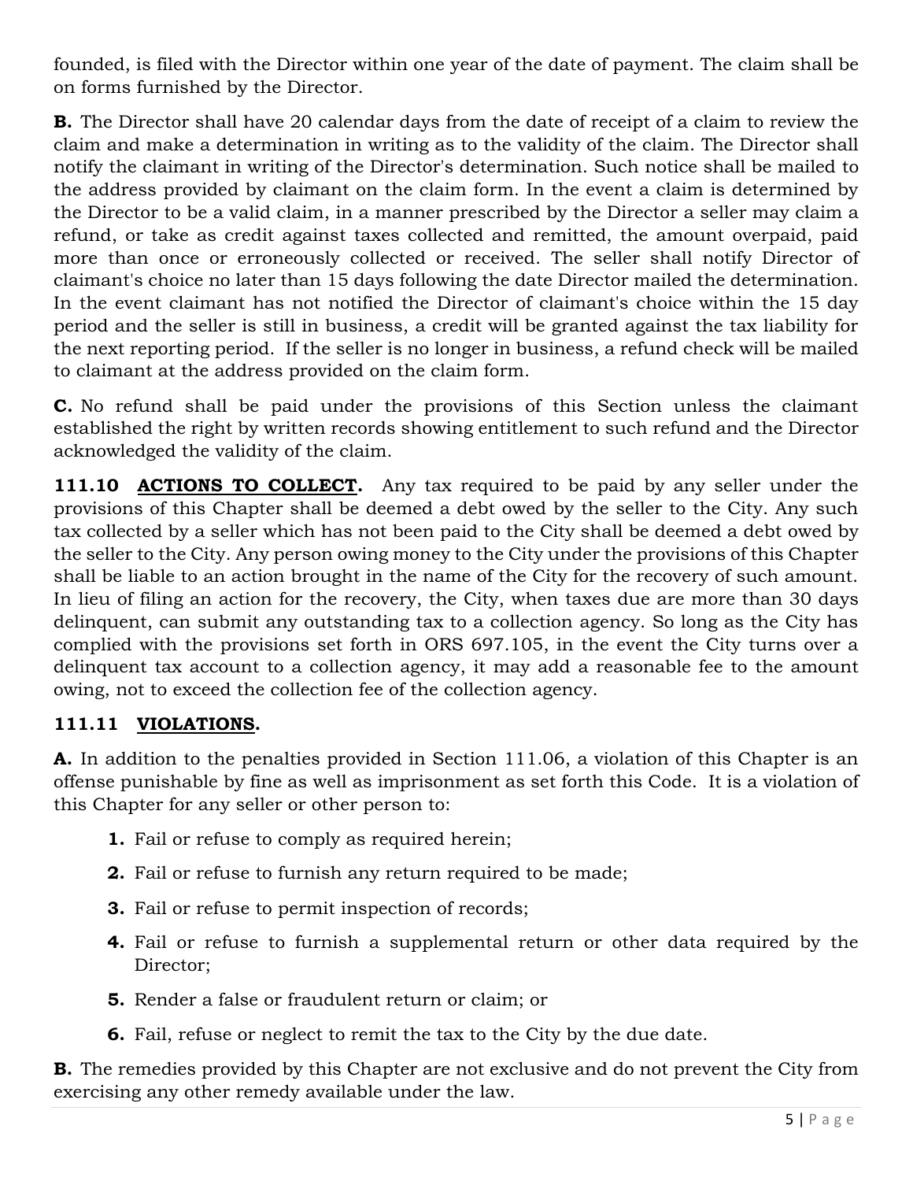founded, is filed with the Director within one year of the date of payment. The claim shall be on forms furnished by the Director.

**B.** The Director shall have 20 calendar days from the date of receipt of a claim to review the claim and make a determination in writing as to the validity of the claim. The Director shall notify the claimant in writing of the Director's determination. Such notice shall be mailed to the address provided by claimant on the claim form. In the event a claim is determined by the Director to be a valid claim, in a manner prescribed by the Director a seller may claim a refund, or take as credit against taxes collected and remitted, the amount overpaid, paid more than once or erroneously collected or received. The seller shall notify Director of claimant's choice no later than 15 days following the date Director mailed the determination. In the event claimant has not notified the Director of claimant's choice within the 15 day period and the seller is still in business, a credit will be granted against the tax liability for the next reporting period. If the seller is no longer in business, a refund check will be mailed to claimant at the address provided on the claim form.

**C.** No refund shall be paid under the provisions of this Section unless the claimant established the right by written records showing entitlement to such refund and the Director acknowledged the validity of the claim.

**111.10 <u>ACTIONS TO COLLECT</u>.** Any tax required to be paid by any seller under the provisions of this Chapter shall be deemed a debt owed by the seller to the City. Any such tax collected by a seller which has not been paid to the City shall be deemed a debt owed by the seller to the City. Any person owing money to the City under the provisions of this Chapter shall be liable to an action brought in the name of the City for the recovery of such amount. In lieu of filing an action for the recovery, the City, when taxes due are more than 30 days delinquent, can submit any outstanding tax to a collection agency. So long as the City has complied with the provisions set forth in ORS 697.105, in the event the City turns over a delinquent tax account to a collection agency, it may add a reasonable fee to the amount owing, not to exceed the collection fee of the collection agency.

### 111.11 <u>VIOLATIONS</u>.

**A.** In addition to the penalties provided in Section 111.06, a violation of this Chapter is an offense punishable by fine as well as imprisonment as set forth this Code. It is a violation of this Chapter for any seller or other person to:

1. Fail or refuse to comply as required herein;
2. Fail or refuse to furnish any return required to be made;
3. Fail or refuse to permit inspection of records;
4. Fail or refuse to furnish a supplemental return or other data required by the Director;
5. Render a false or fraudulent return or claim; or
6. Fail, refuse or neglect to remit the tax to the City by the due date.

**B.** The remedies provided by this Chapter are not exclusive and do not prevent the City from exercising any other remedy available under the law.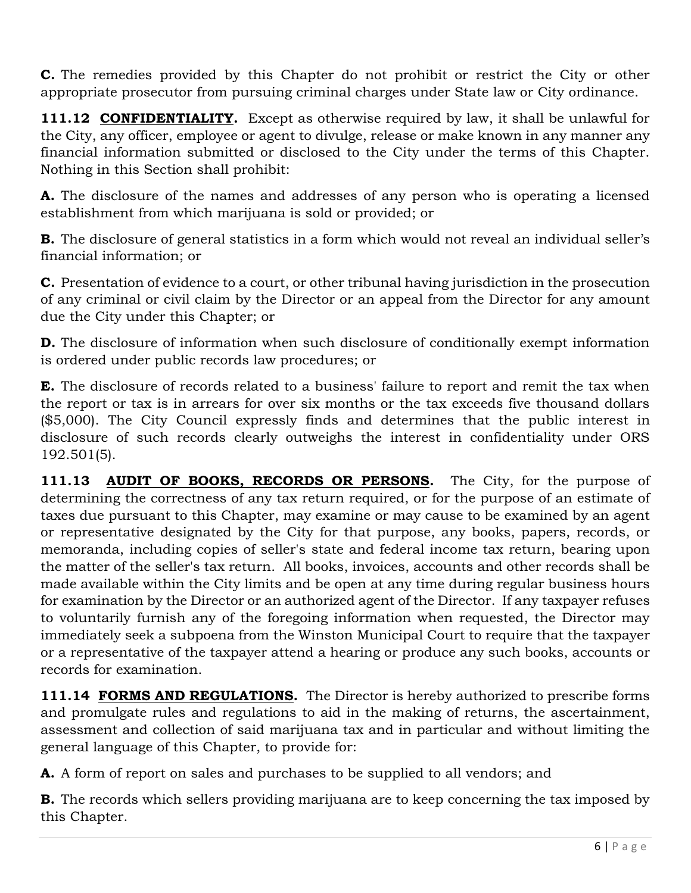**C.** The remedies provided by this Chapter do not prohibit or restrict the City or other appropriate prosecutor from pursuing criminal charges under State law or City ordinance.

**111.12 CONFIDENTIALITY.** Except as otherwise required by law, it shall be unlawful for the City, any officer, employee or agent to divulge, release or make known in any manner any financial information submitted or disclosed to the City under the terms of this Chapter. Nothing in this Section shall prohibit:

**A.** The disclosure of the names and addresses of any person who is operating a licensed establishment from which marijuana is sold or provided; or

**B.** The disclosure of general statistics in a form which would not reveal an individual seller's financial information; or

**C.** Presentation of evidence to a court, or other tribunal having jurisdiction in the prosecution of any criminal or civil claim by the Director or an appeal from the Director for any amount due the City under this Chapter; or

**D.** The disclosure of information when such disclosure of conditionally exempt information is ordered under public records law procedures; or

**E.** The disclosure of records related to a business' failure to report and remit the tax when the report or tax is in arrears for over six months or the tax exceeds five thousand dollars ($5,000). The City Council expressly finds and determines that the public interest in disclosure of such records clearly outweighs the interest in confidentiality under ORS 192.501(5).

**111.13 AUDIT OF BOOKS, RECORDS OR PERSONS.** The City, for the purpose of determining the correctness of any tax return required, or for the purpose of an estimate of taxes due pursuant to this Chapter, may examine or may cause to be examined by an agent or representative designated by the City for that purpose, any books, papers, records, or memoranda, including copies of seller's state and federal income tax return, bearing upon the matter of the seller's tax return. All books, invoices, accounts and other records shall be made available within the City limits and be open at any time during regular business hours for examination by the Director or an authorized agent of the Director. If any taxpayer refuses to voluntarily furnish any of the foregoing information when requested, the Director may immediately seek a subpoena from the Winston Municipal Court to require that the taxpayer or a representative of the taxpayer attend a hearing or produce any such books, accounts or records for examination.

**111.14 FORMS AND REGULATIONS.** The Director is hereby authorized to prescribe forms and promulgate rules and regulations to aid in the making of returns, the ascertainment, assessment and collection of said marijuana tax and in particular and without limiting the general language of this Chapter, to provide for:

**A.** A form of report on sales and purchases to be supplied to all vendors; and

**B.** The records which sellers providing marijuana are to keep concerning the tax imposed by this Chapter.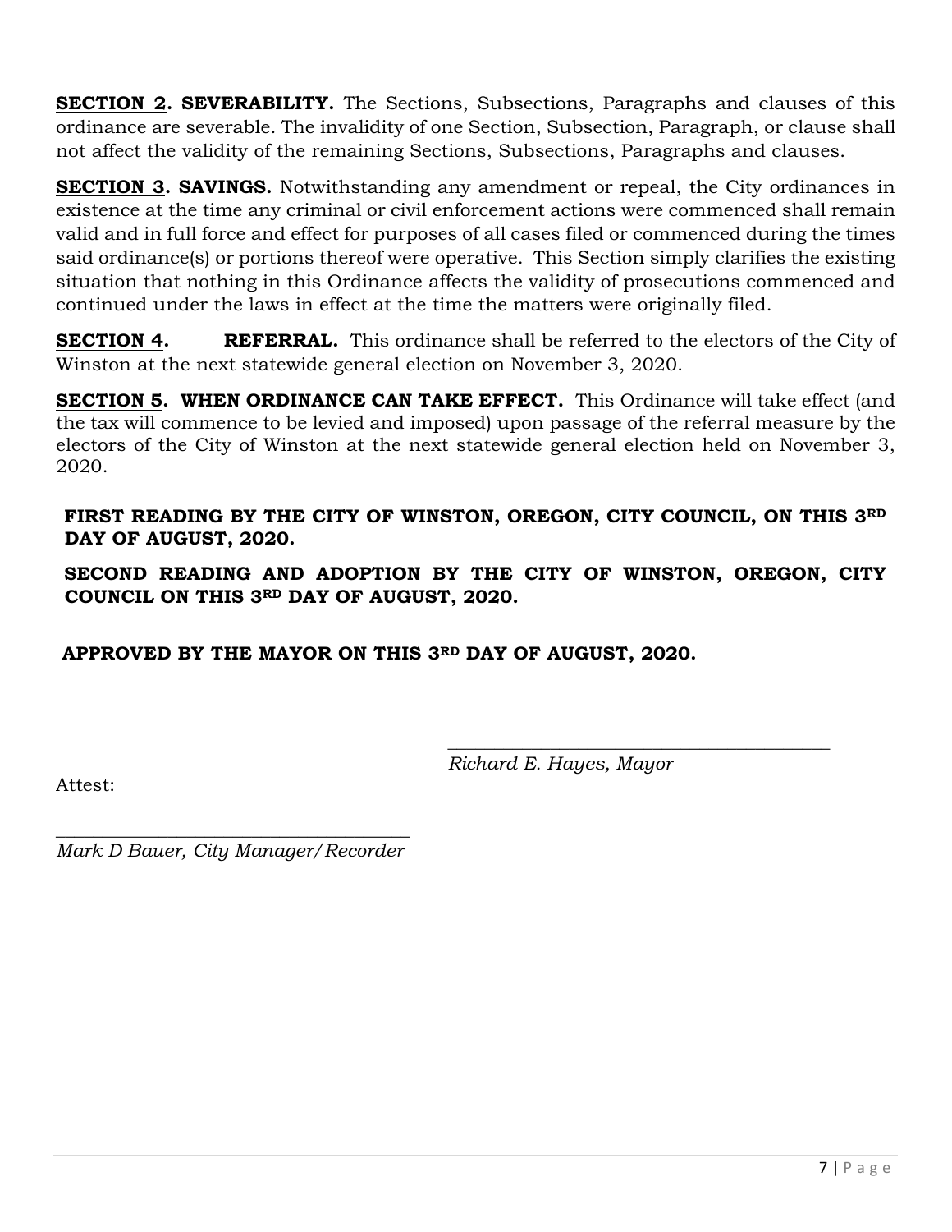**SECTION 2. SEVERABILITY.** The Sections, Subsections, Paragraphs and clauses of this ordinance are severable. The invalidity of one Section, Subsection, Paragraph, or clause shall not affect the validity of the remaining Sections, Subsections, Paragraphs and clauses.

**SECTION 3. SAVINGS.** Notwithstanding any amendment or repeal, the City ordinances in existence at the time any criminal or civil enforcement actions were commenced shall remain valid and in full force and effect for purposes of all cases filed or commenced during the times said ordinance(s) or portions thereof were operative. This Section simply clarifies the existing situation that nothing in this Ordinance affects the validity of prosecutions commenced and continued under the laws in effect at the time the matters were originally filed.

**SECTION 4. REFERRAL.** This ordinance shall be referred to the electors of the City of Winston at the next statewide general election on November 3, 2020.

**SECTION 5. WHEN ORDINANCE CAN TAKE EFFECT.** This Ordinance will take effect (and the tax will commence to be levied and imposed) upon passage of the referral measure by the electors of the City of Winston at the next statewide general election held on November 3, 2020.

**FIRST READING BY THE CITY OF WINSTON, OREGON, CITY COUNCIL, ON THIS 3RD DAY OF AUGUST, 2020.**

**SECOND READING AND ADOPTION BY THE CITY OF WINSTON, OREGON, CITY COUNCIL ON THIS 3RD DAY OF AUGUST, 2020.**

**APPROVED BY THE MAYOR ON THIS 3RD DAY OF AUGUST, 2020.**

\_\_\_\_\_\_\_\_\_\_\_\_\_\_\_\_\_\_\_\_\_\_\_\_\_\_\_\_\_\_\_\_\_\_\_\_\_\_\_\_

*Richard E. Hayes, Mayor*

Attest:

\_\_\_\_\_\_\_\_\_\_\_\_\_\_\_\_\_\_\_\_\_\_\_\_\_\_\_\_\_\_\_\_\_\_\_\_\_\_\_\_

*Mark D Bauer, City Manager/Recorder*